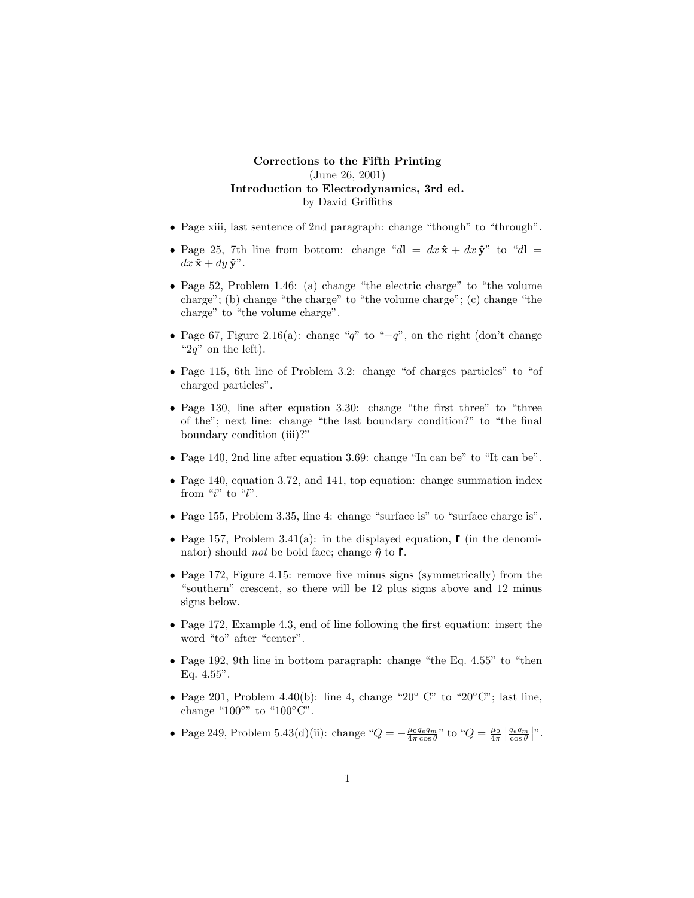**Corrections to the Fifth Printing**
(June 26, 2001)
**Introduction to Electrodynamics, 3rd ed.**
by David Griffiths

- Page xiii, last sentence of 2nd paragraph: change "though" to "through".
- Page 25, 7th line from bottom: change "$d\mathbf{l} = dx\,\hat{\mathbf{x}} + dx\,\hat{\mathbf{y}}$" to "$d\mathbf{l} = dx\,\hat{\mathbf{x}} + dy\,\hat{\mathbf{y}}$".
- Page 52, Problem 1.46: (a) change "the electric charge" to "the volume charge"; (b) change "the charge" to "the volume charge"; (c) change "the charge" to "the volume charge".
- Page 67, Figure 2.16(a): change "$q$" to "$-q$", on the right (don't change "$2q$" on the left).
- Page 115, 6th line of Problem 3.2: change "of charges particles" to "of charged particles".
- Page 130, line after equation 3.30: change "the first three" to "three of the"; next line: change "the last boundary condition?" to "the final boundary condition (iii)?"
- Page 140, 2nd line after equation 3.69: change "In can be" to "It can be".
- Page 140, equation 3.72, and 141, top equation: change summation index from "$i$" to "$l$".
- Page 155, Problem 3.35, line 4: change "surface is" to "surface charge is".
- Page 157, Problem 3.41(a): in the displayed equation, $\boldsymbol{\mathscr{r}}$ (in the denominator) should *not* be bold face; change $\hat{\eta}$ to $\hat{\boldsymbol{\mathscr{r}}}$.
- Page 172, Figure 4.15: remove five minus signs (symmetrically) from the "southern" crescent, so there will be 12 plus signs above and 12 minus signs below.
- Page 172, Example 4.3, end of line following the first equation: insert the word "to" after "center".
- Page 192, 9th line in bottom paragraph: change "the Eq. 4.55" to "then Eq. 4.55".
- Page 201, Problem 4.40(b): line 4, change "20° C" to "20°C"; last line, change "100°" to "100°C".
- Page 249, Problem 5.43(d)(ii): change "$Q = -\frac{\mu_0 q_e q_m}{4\pi \cos\theta}$" to "$Q = \frac{\mu_0}{4\pi}\left|\frac{q_e q_m}{\cos\theta}\right|$".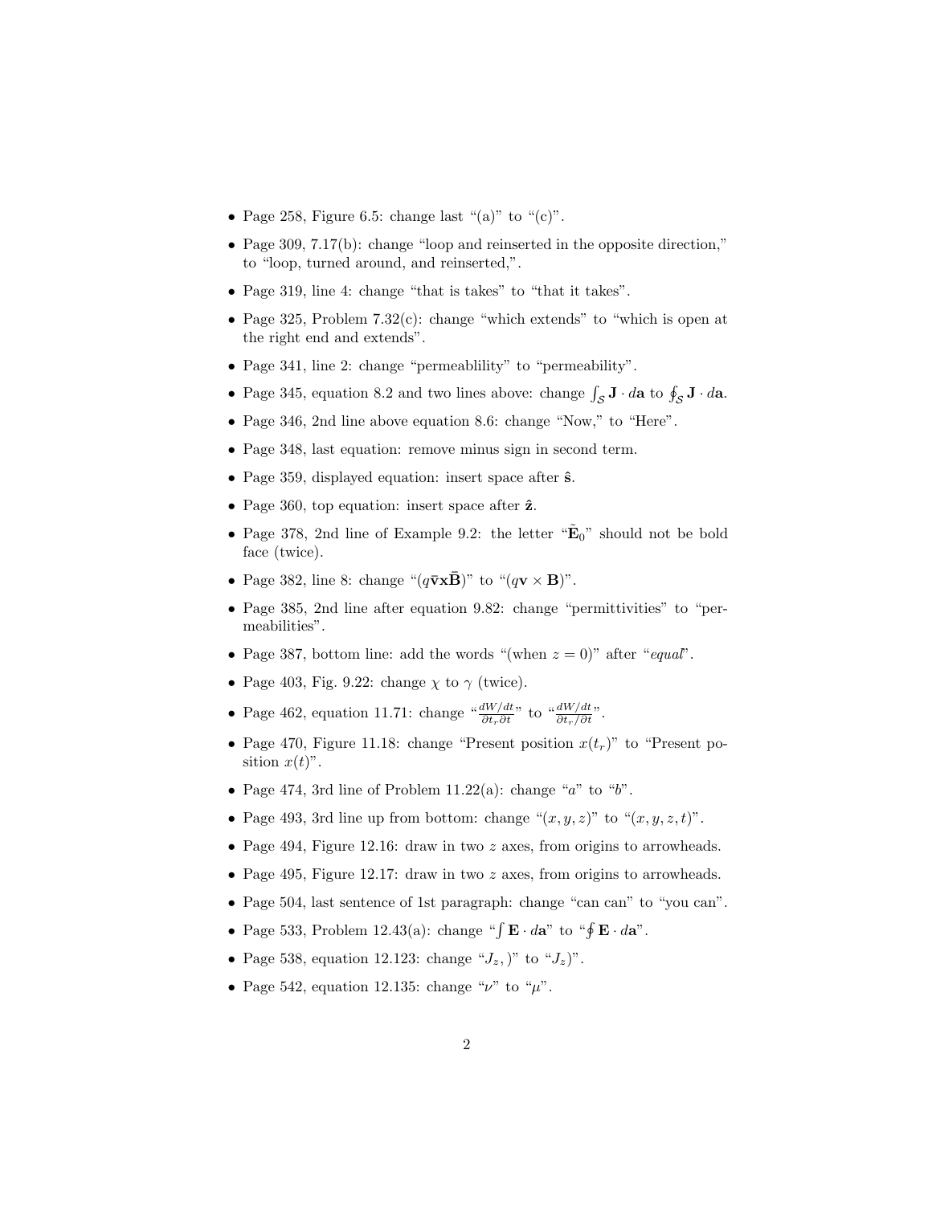- Page 258, Figure 6.5: change last "(a)" to "(c)".
- Page 309, 7.17(b): change "loop and reinserted in the opposite direction," to "loop, turned around, and reinserted,".
- Page 319, line 4: change "that is takes" to "that it takes".
- Page 325, Problem 7.32(c): change "which extends" to "which is open at the right end and extends".
- Page 341, line 2: change "permeablility" to "permeability".
- Page 345, equation 8.2 and two lines above: change $\int_{\mathcal{S}} \mathbf{J} \cdot d\mathbf{a}$ to $\oint_{\mathcal{S}} \mathbf{J} \cdot d\mathbf{a}$.
- Page 346, 2nd line above equation 8.6: change "Now," to "Here".
- Page 348, last equation: remove minus sign in second term.
- Page 359, displayed equation: insert space after $\hat{\mathbf{s}}$.
- Page 360, top equation: insert space after $\hat{\mathbf{z}}$.
- Page 378, 2nd line of Example 9.2: the letter "$\tilde{\mathbf{E}}_0$" should not be bold face (twice).
- Page 382, line 8: change "($q\bar{\mathbf{v}}\mathbf{x}\bar{\mathbf{B}}$)" to "($q\mathbf{v} \times \mathbf{B}$)".
- Page 385, 2nd line after equation 9.82: change "permittivities" to "permeabilities".
- Page 387, bottom line: add the words "(when $z = 0$)" after "*equal*".
- Page 403, Fig. 9.22: change $\chi$ to $\gamma$ (twice).
- Page 462, equation 11.71: change "$\frac{dW/dt}{\partial t_r \partial t}$" to "$\frac{dW/dt}{\partial t_r / \partial t}$".
- Page 470, Figure 11.18: change "Present position $x(t_r)$" to "Present position $x(t)$".
- Page 474, 3rd line of Problem 11.22(a): change "$a$" to "$b$".
- Page 493, 3rd line up from bottom: change "$(x, y, z)$" to "$(x, y, z, t)$".
- Page 494, Figure 12.16: draw in two $z$ axes, from origins to arrowheads.
- Page 495, Figure 12.17: draw in two $z$ axes, from origins to arrowheads.
- Page 504, last sentence of 1st paragraph: change "can can" to "you can".
- Page 533, Problem 12.43(a): change "$\int \mathbf{E} \cdot d\mathbf{a}$" to "$\oint \mathbf{E} \cdot d\mathbf{a}$".
- Page 538, equation 12.123: change "$J_z,)$" to "$J_z)$".
- Page 542, equation 12.135: change "$\nu$" to "$\mu$".